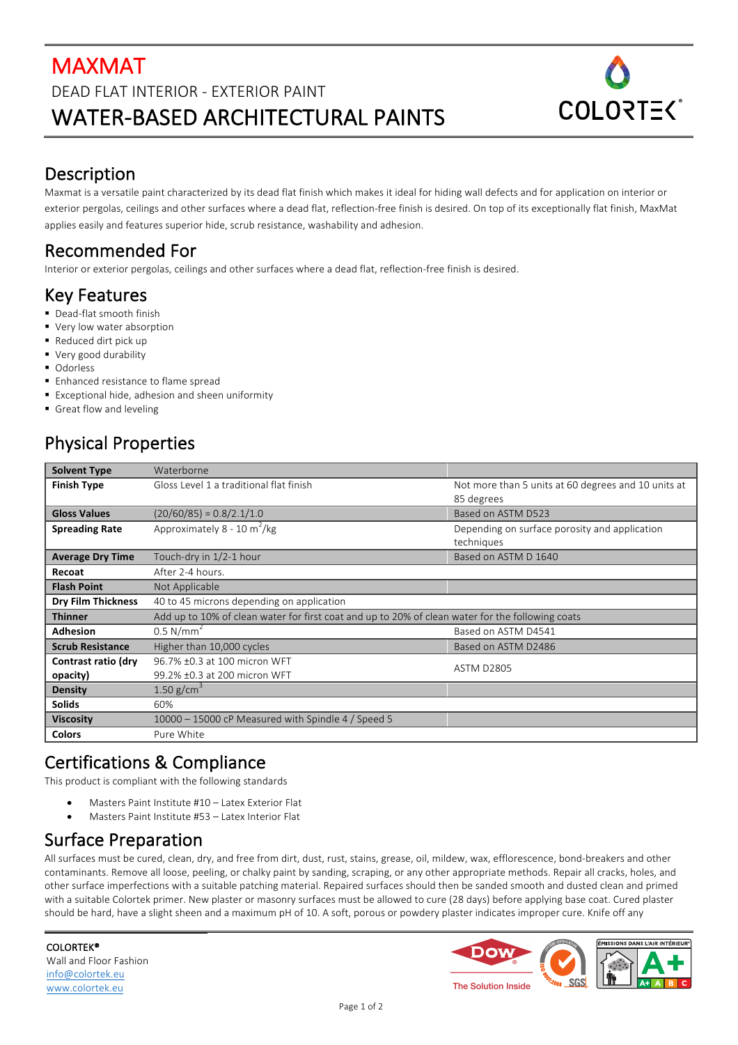# MAXMAT

DEAD FLAT INTERIOR - EXTERIOR PAINT

## WATER-BASED ARCHITECTURAL PAINTS

COLORTEK®

## Description

Maxmat is a versatile paint characterized by its dead flat finish which makes it ideal for hiding wall defects and for application on interior or exterior pergolas, ceilings and other surfaces where a dead flat, reflection-free finish is desired. On top of its exceptionally flat finish, MaxMat applies easily and features superior hide, scrub resistance, washability and adhesion.

## Recommended For

Interior or exterior pergolas, ceilings and other surfaces where a dead flat, reflection-free finish is desired.

## Key Features

- Dead-flat smooth finish
- Very low water absorption
- Reduced dirt pick up
- Very good durability
- Odorless
- Enhanced resistance to flame spread
- Exceptional hide, adhesion and sheen uniformity
- Great flow and leveling

## Physical Properties

| | | |
|---|---|---|
| **Solvent Type** | Waterborne | |
| **Finish Type** | Gloss Level 1 a traditional flat finish | Not more than 5 units at 60 degrees and 10 units at 85 degrees |
| **Gloss Values** | (20/60/85) = 0.8/2.1/1.0 | Based on ASTM D523 |
| **Spreading Rate** | Approximately 8 - 10 $m^2$/kg | Depending on surface porosity and application techniques |
| **Average Dry Time** | Touch-dry in 1/2-1 hour | Based on ASTM D 1640 |
| **Recoat** | After 2-4 hours. | |
| **Flash Point** | Not Applicable | |
| **Dry Film Thickness** | 40 to 45 microns depending on application | |
| **Thinner** | Add up to 10% of clean water for first coat and up to 20% of clean water for the following coats | |
| **Adhesion** | 0.5 N/$mm^2$ | Based on ASTM D4541 |
| **Scrub Resistance** | Higher than 10,000 cycles | Based on ASTM D2486 |
| **Contrast ratio (dry opacity)** | 96.7% ±0.3 at 100 micron WFT<br>99.2% ±0.3 at 200 micron WFT | ASTM D2805 |
| **Density** | 1.50 g/$cm^3$ | |
| **Solids** | 60% | |
| **Viscosity** | 10000 – 15000 cP Measured with Spindle 4 / Speed 5 | |
| **Colors** | Pure White | |

## Certifications & Compliance

This product is compliant with the following standards

- Masters Paint Institute #10 – Latex Exterior Flat
- Masters Paint Institute #53 – Latex Interior Flat

## Surface Preparation

All surfaces must be cured, clean, dry, and free from dirt, dust, rust, stains, grease, oil, mildew, wax, efflorescence, bond-breakers and other contaminants. Remove all loose, peeling, or chalky paint by sanding, scraping, or any other appropriate methods. Repair all cracks, holes, and other surface imperfections with a suitable patching material. Repaired surfaces should then be sanded smooth and dusted clean and primed with a suitable Colortek primer. New plaster or masonry surfaces must be allowed to cure (28 days) before applying base coat. Cured plaster should be hard, have a slight sheen and a maximum pH of 10. A soft, porous or powdery plaster indicates improper cure. Knife off any

**COLORTEK®**
Wall and Floor Fashion
info@colortek.eu
www.colortek.eu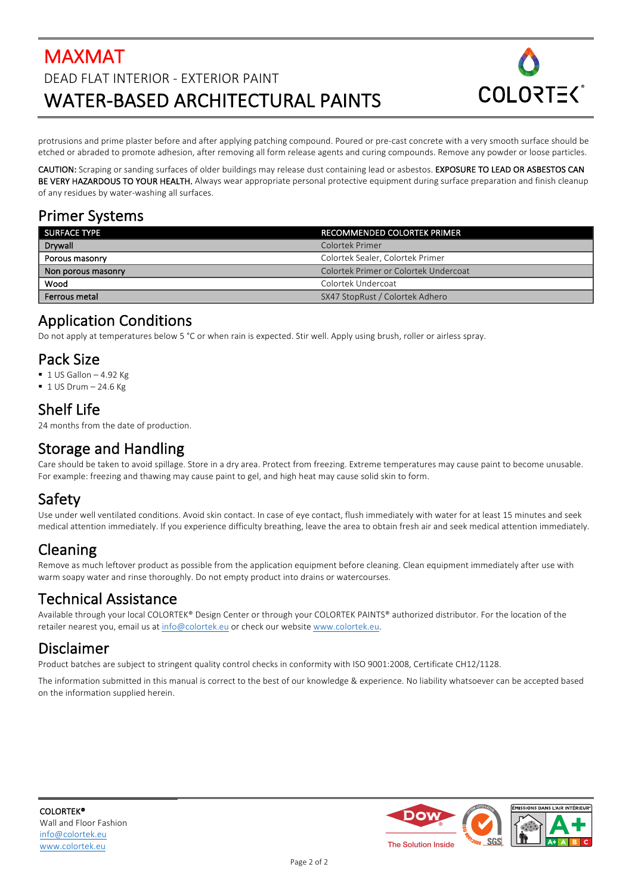protrusions and prime plaster before and after applying patching compound. Poured or pre-cast concrete with a very smooth surface should be etched or abraded to promote adhesion, after removing all form release agents and curing compounds. Remove any powder or loose particles.

**CAUTION:** Scraping or sanding surfaces of older buildings may release dust containing lead or asbestos. **EXPOSURE TO LEAD OR ASBESTOS CAN BE VERY HAZARDOUS TO YOUR HEALTH.** Always wear appropriate personal protective equipment during surface preparation and finish cleanup of any residues by water-washing all surfaces.

## Primer Systems

| SURFACE TYPE | RECOMMENDED COLORTEK PRIMER |
|---|---|
| Drywall | Colortek Primer |
| Porous masonry | Colortek Sealer, Colortek Primer |
| Non porous masonry | Colortek Primer or Colortek Undercoat |
| Wood | Colortek Undercoat |
| Ferrous metal | SX47 StopRust / Colortek Adhero |

## Application Conditions

Do not apply at temperatures below 5 °C or when rain is expected. Stir well. Apply using brush, roller or airless spray.

## Pack Size

- 1 US Gallon – 4.92 Kg
- 1 US Drum – 24.6 Kg

## Shelf Life

24 months from the date of production.

## Storage and Handling

Care should be taken to avoid spillage. Store in a dry area. Protect from freezing. Extreme temperatures may cause paint to become unusable. For example: freezing and thawing may cause paint to gel, and high heat may cause solid skin to form.

## Safety

Use under well ventilated conditions. Avoid skin contact. In case of eye contact, flush immediately with water for at least 15 minutes and seek medical attention immediately. If you experience difficulty breathing, leave the area to obtain fresh air and seek medical attention immediately.

## Cleaning

Remove as much leftover product as possible from the application equipment before cleaning. Clean equipment immediately after use with warm soapy water and rinse thoroughly. Do not empty product into drains or watercourses.

## Technical Assistance

Available through your local COLORTEK® Design Center or through your COLORTEK PAINTS® authorized distributor. For the location of the retailer nearest you, email us at info@colortek.eu or check our website www.colortek.eu.

## Disclaimer

Product batches are subject to stringent quality control checks in conformity with ISO 9001:2008, Certificate CH12/1128.

The information submitted in this manual is correct to the best of our knowledge & experience. No liability whatsoever can be accepted based on the information supplied herein.

**COLORTEK®**
Wall and Floor Fashion
info@colortek.eu
www.colortek.eu